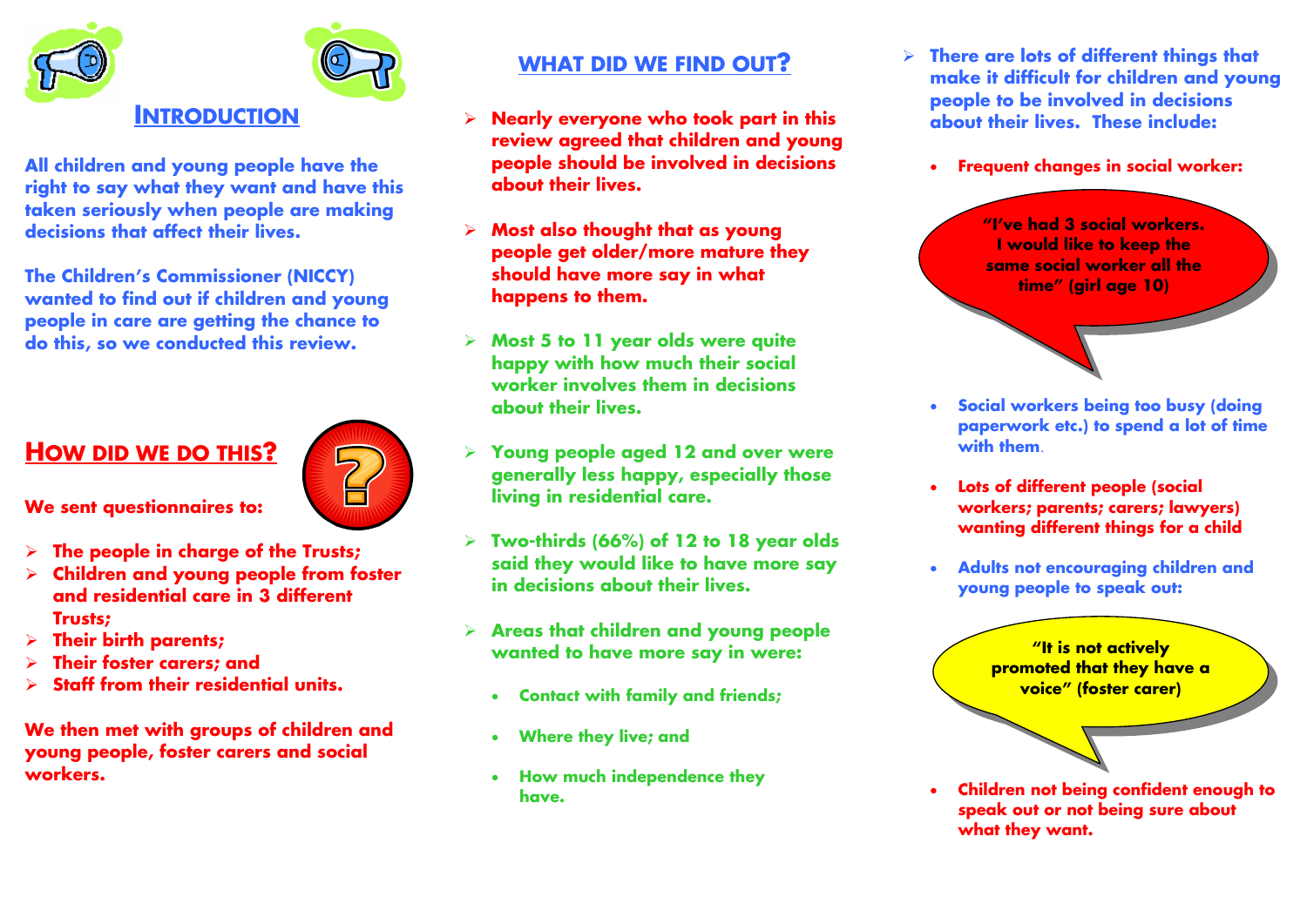## INTRODUCTION

**All children and young people have the right to say what they want and have this taken seriously when people are making decisions that affect their lives.**

**The Children's Commissioner (NICCY) wanted to find out if children and young people in care are getting the chance to do this, so we conducted this review.**

## HOW DID WE DO THIS?

**We sent questionnaires to:**

- **The people in charge of the Trusts;**
- **Children and young people from foster and residential care in 3 different Trusts;**
- **Their birth parents;**
- **Their foster carers; and**
- **Staff from their residential units.**

**We then met with groups of children and young people, foster carers and social workers.**

## WHAT DID WE FIND OUT?

- **Nearly everyone who took part in this review agreed that children and young people should be involved in decisions about their lives.**
- **Most also thought that as young people get older/more mature they should have more say in what happens to them.**
- **Most 5 to 11 year olds were quite happy with how much their social worker involves them in decisions about their lives.**
- **Young people aged 12 and over were generally less happy, especially those living in residential care.**
- **Two-thirds (66%) of 12 to 18 year olds said they would like to have more say in decisions about their lives.**
- **Areas that children and young people wanted to have more say in were:**
  - **Contact with family and friends;**
  - **Where they live; and**
  - **How much independence they have.**
- **There are lots of different things that make it difficult for children and young people to be involved in decisions about their lives. These include:**
  - **Frequent changes in social worker:**

    **"I've had 3 social workers. I would like to keep the same social worker all the time" (girl age 10)**

  - **Social workers being too busy (doing paperwork etc.) to spend a lot of time with them.**
  - **Lots of different people (social workers; parents; carers; lawyers) wanting different things for a child**
  - **Adults not encouraging children and young people to speak out:**

    **"It is not actively promoted that they have a voice" (foster carer)**

  - **Children not being confident enough to speak out or not being sure about what they want.**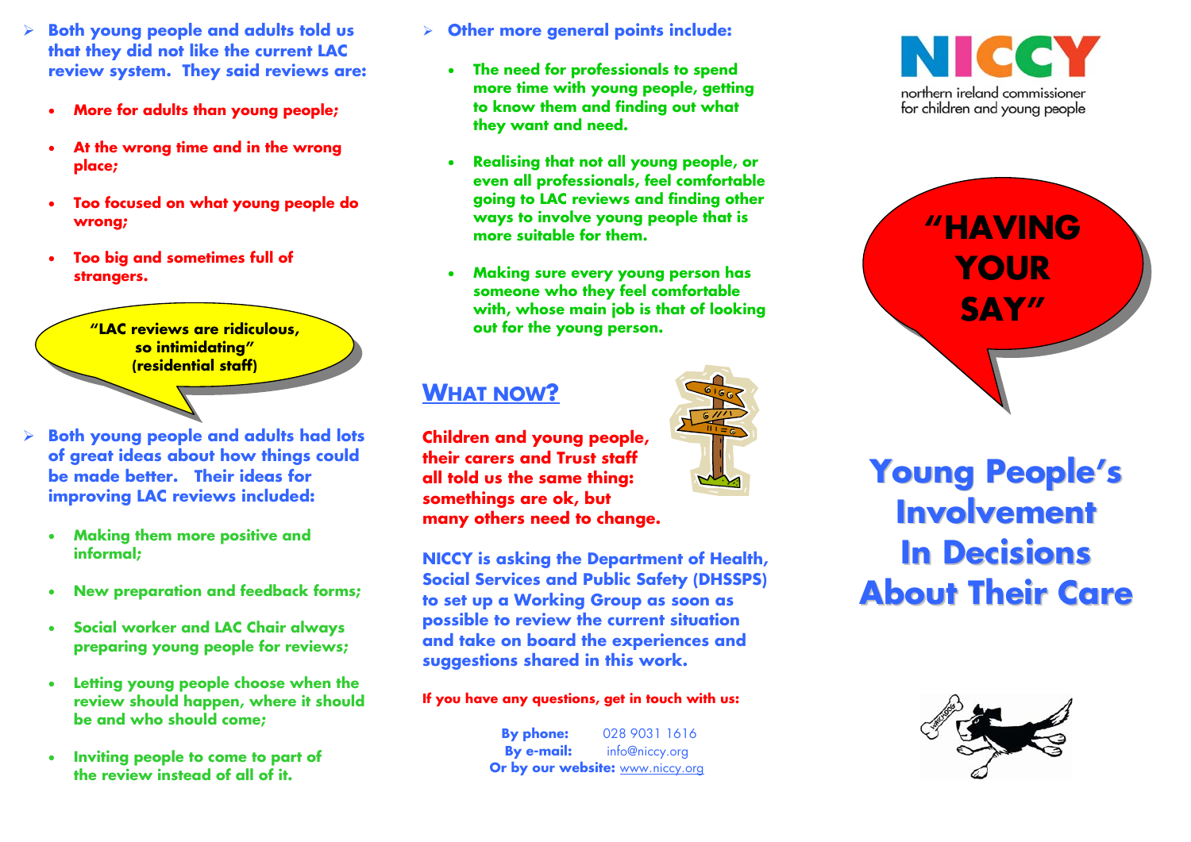- **Both young people and adults told us that they did not like the current LAC review system. They said reviews are:**
  - **More for adults than young people;**
  - **At the wrong time and in the wrong place;**
  - **Too focused on what young people do wrong;**
  - **Too big and sometimes full of strangers.**

**"LAC reviews are ridiculous, so intimidating" (residential staff)**

- **Both young people and adults had lots of great ideas about how things could be made better. Their ideas for improving LAC reviews included:**
  - **Making them more positive and informal;**
  - **New preparation and feedback forms;**
  - **Social worker and LAC Chair always preparing young people for reviews;**
  - **Letting young people choose when the review should happen, where it should be and who should come;**
  - **Inviting people to come to part of the review instead of all of it.**

- **Other more general points include:**
  - **The need for professionals to spend more time with young people, getting to know them and finding out what they want and need.**
  - **Realising that not all young people, or even all professionals, feel comfortable going to LAC reviews and finding other ways to involve young people that is more suitable for them.**
  - **Making sure every young person has someone who they feel comfortable with, whose main job is that of looking out for the young person.**

## WHAT NOW?

**Children and young people, their carers and Trust staff all told us the same thing: somethings are ok, but many others need to change.**

**NICCY is asking the Department of Health, Social Services and Public Safety (DHSSPS) to set up a Working Group as soon as possible to review the current situation and take on board the experiences and suggestions shared in this work.**

**If you have any questions, get in touch with us:**

**By phone:** 028 9031 1616
**By e-mail:** info@niccy.org
**Or by our website:** www.niccy.org

NICCY
northern ireland commissioner for children and young people

# "HAVING YOUR SAY"

# Young People's Involvement In Decisions About Their Care